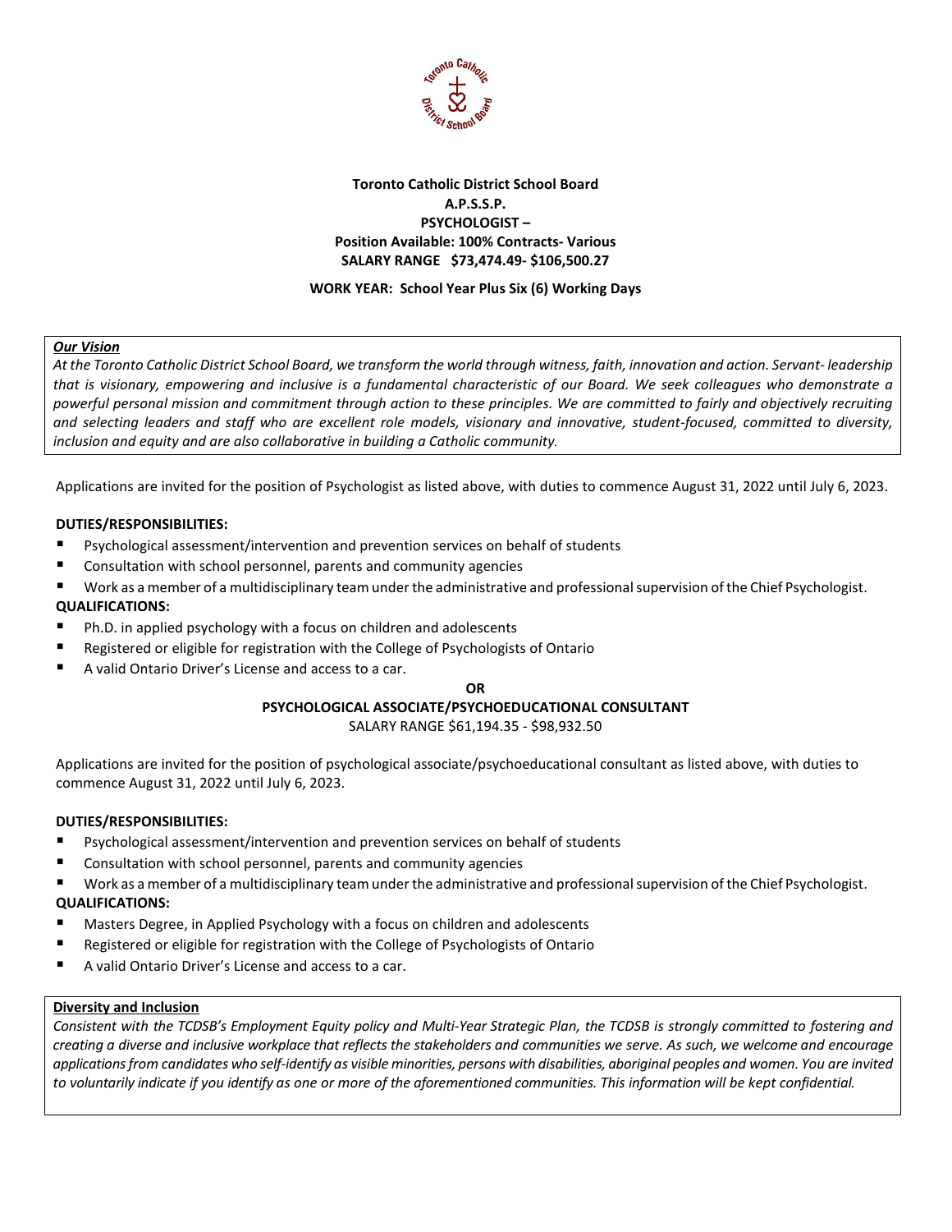**Toronto Catholic District School Board**
**A.P.S.S.P.**
**PSYCHOLOGIST –**
**Position Available: 100% Contracts- Various**
**SALARY RANGE $73,474.49- $106,500.27**

**WORK YEAR: School Year Plus Six (6) Working Days**

***Our Vision***
*At the Toronto Catholic District School Board, we transform the world through witness, faith, innovation and action. Servant- leadership that is visionary, empowering and inclusive is a fundamental characteristic of our Board. We seek colleagues who demonstrate a powerful personal mission and commitment through action to these principles. We are committed to fairly and objectively recruiting and selecting leaders and staff who are excellent role models, visionary and innovative, student-focused, committed to diversity, inclusion and equity and are also collaborative in building a Catholic community.*

Applications are invited for the position of Psychologist as listed above, with duties to commence August 31, 2022 until July 6, 2023.

**DUTIES/RESPONSIBILITIES:**

- Psychological assessment/intervention and prevention services on behalf of students
- Consultation with school personnel, parents and community agencies
- Work as a member of a multidisciplinary team under the administrative and professional supervision of the Chief Psychologist.

**QUALIFICATIONS:**

- Ph.D. in applied psychology with a focus on children and adolescents
- Registered or eligible for registration with the College of Psychologists of Ontario
- A valid Ontario Driver's License and access to a car.

**OR**

**PSYCHOLOGICAL ASSOCIATE/PSYCHOEDUCATIONAL CONSULTANT**
SALARY RANGE $61,194.35 - $98,932.50

Applications are invited for the position of psychological associate/psychoeducational consultant as listed above, with duties to commence August 31, 2022 until July 6, 2023.

**DUTIES/RESPONSIBILITIES:**

- Psychological assessment/intervention and prevention services on behalf of students
- Consultation with school personnel, parents and community agencies
- Work as a member of a multidisciplinary team under the administrative and professional supervision of the Chief Psychologist.

**QUALIFICATIONS:**

- Masters Degree, in Applied Psychology with a focus on children and adolescents
- Registered or eligible for registration with the College of Psychologists of Ontario
- A valid Ontario Driver's License and access to a car.

**Diversity and Inclusion**
*Consistent with the TCDSB's Employment Equity policy and Multi-Year Strategic Plan, the TCDSB is strongly committed to fostering and creating a diverse and inclusive workplace that reflects the stakeholders and communities we serve. As such, we welcome and encourage applications from candidates who self-identify as visible minorities, persons with disabilities, aboriginal peoples and women. You are invited to voluntarily indicate if you identify as one or more of the aforementioned communities. This information will be kept confidential.*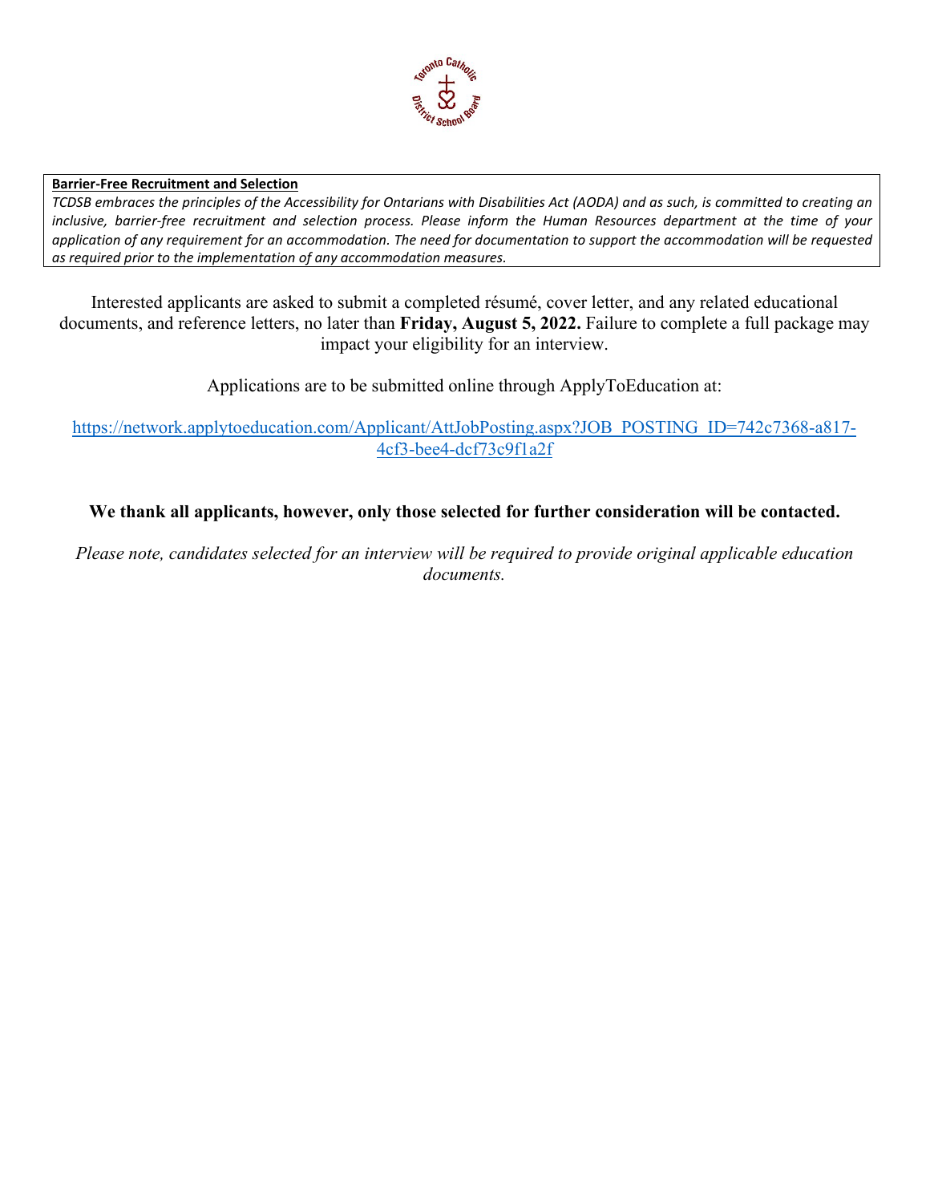**Barrier-Free Recruitment and Selection**

*TCDSB embraces the principles of the Accessibility for Ontarians with Disabilities Act (AODA) and as such, is committed to creating an inclusive, barrier-free recruitment and selection process. Please inform the Human Resources department at the time of your application of any requirement for an accommodation. The need for documentation to support the accommodation will be requested as required prior to the implementation of any accommodation measures.*

Interested applicants are asked to submit a completed résumé, cover letter, and any related educational documents, and reference letters, no later than **Friday, August 5, 2022.** Failure to complete a full package may impact your eligibility for an interview.

Applications are to be submitted online through ApplyToEducation at:

https://network.applytoeducation.com/Applicant/AttJobPosting.aspx?JOB_POSTING_ID=742c7368-a817-4cf3-bee4-dcf73c9f1a2f

**We thank all applicants, however, only those selected for further consideration will be contacted.**

*Please note, candidates selected for an interview will be required to provide original applicable education documents.*